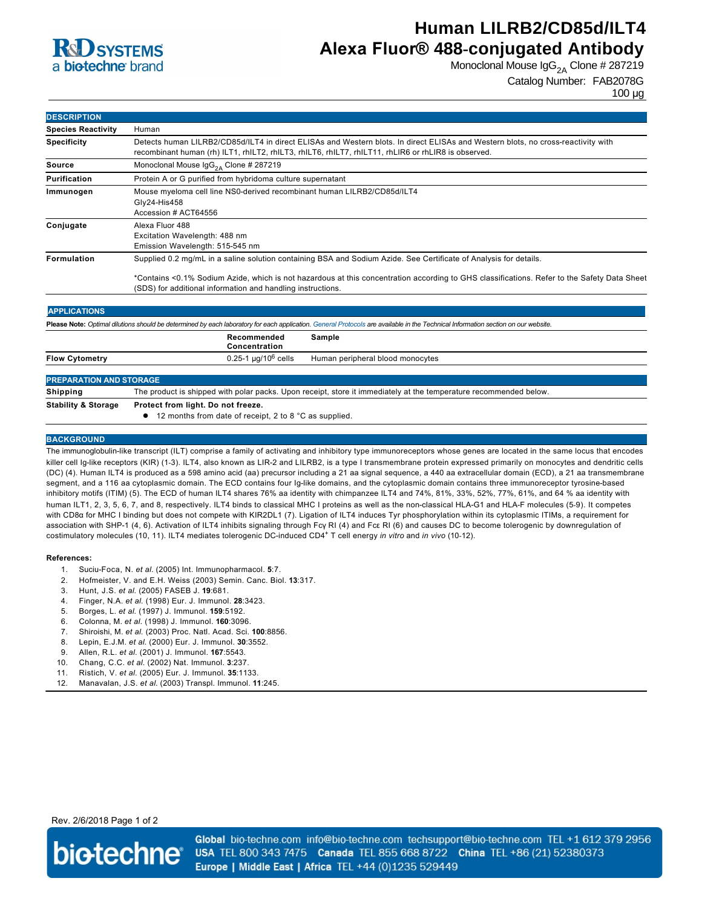R&D SYSTEMS
a bio-techne brand

# Human LILRB2/CD85d/ILT4 Alexa Fluor® 488-conjugated Antibody

Monoclonal Mouse $IgG_{2A}$ Clone # 287219

Catalog Number: FAB2078G

100 µg

## DESCRIPTION

| | |
|---|---|
| **Species Reactivity** | Human |
| **Specificity** | Detects human LILRB2/CD85d/ILT4 in direct ELISAs and Western blots. In direct ELISAs and Western blots, no cross-reactivity with recombinant human (rh) ILT1, rhILT2, rhILT3, rhILT6, rhILT7, rhILT11, rhLIR6 or rhLIR8 is observed. |
| **Source** | Monoclonal Mouse $IgG_{2A}$ Clone # 287219 |
| **Purification** | Protein A or G purified from hybridoma culture supernatant |
| **Immunogen** | Mouse myeloma cell line NS0-derived recombinant human LILRB2/CD85d/ILT4<br>Gly24-His458<br>Accession # ACT64556 |
| **Conjugate** | Alexa Fluor 488<br>Excitation Wavelength: 488 nm<br>Emission Wavelength: 515-545 nm |
| **Formulation** | Supplied 0.2 mg/mL in a saline solution containing BSA and Sodium Azide. See Certificate of Analysis for details.<br><br>*Contains <0.1% Sodium Azide, which is not hazardous at this concentration according to GHS classifications. Refer to the Safety Data Sheet (SDS) for additional information and handling instructions. |

## APPLICATIONS

**Please Note:** *Optimal dilutions should be determined by each laboratory for each application. General Protocols are available in the Technical Information section on our website.*

| | Recommended Concentration | Sample |
|---|---|---|
| **Flow Cytometry** | 0.25-1 µg/$10^6$ cells | Human peripheral blood monocytes |

## PREPARATION AND STORAGE

| | |
|---|---|
| **Shipping** | The product is shipped with polar packs. Upon receipt, store it immediately at the temperature recommended below. |
| **Stability & Storage** | **Protect from light. Do not freeze.**<br>● 12 months from date of receipt, 2 to 8 °C as supplied. |

## BACKGROUND

The immunoglobulin-like transcript (ILT) comprise a family of activating and inhibitory type immunoreceptors whose genes are located in the same locus that encodes killer cell Ig-like receptors (KIR) (1-3). ILT4, also known as LIR-2 and LILRB2, is a type I transmembrane protein expressed primarily on monocytes and dendritic cells (DC) (4). Human ILT4 is produced as a 598 amino acid (aa) precursor including a 21 aa signal sequence, a 440 aa extracellular domain (ECD), a 21 aa transmembrane segment, and a 116 aa cytoplasmic domain. The ECD contains four Ig-like domains, and the cytoplasmic domain contains three immunoreceptor tyrosine-based inhibitory motifs (ITIM) (5). The ECD of human ILT4 shares 76% aa identity with chimpanzee ILT4 and 74%, 81%, 33%, 52%, 77%, 61%, and 64 % aa identity with human ILT1, 2, 3, 5, 6, 7, and 8, respectively. ILT4 binds to classical MHC I proteins as well as the non-classical HLA-G1 and HLA-F molecules (5-9). It competes with CD8α for MHC I binding but does not compete with KIR2DL1 (7). Ligation of ILT4 induces Tyr phosphorylation within its cytoplasmic ITIMs, a requirement for association with SHP-1 (4, 6). Activation of ILT4 inhibits signaling through Fcγ RI (4) and Fcε RI (6) and causes DC to become tolerogenic by downregulation of costimulatory molecules (10, 11). ILT4 mediates tolerogenic DC-induced $CD4^+$ T cell energy *in vitro* and *in vivo* (10-12).

**References:**

1. Suciu-Foca, N. *et al.* (2005) Int. Immunopharmacol. **5**:7.
2. Hofmeister, V. and E.H. Weiss (2003) Semin. Canc. Biol. **13**:317.
3. Hunt, J.S. *et al.* (2005) FASEB J. **19**:681.
4. Finger, N.A. *et al.* (1998) Eur. J. Immunol. **28**:3423.
5. Borges, L. *et al.* (1997) J. Immunol. **159**:5192.
6. Colonna, M. *et al.* (1998) J. Immunol. **160**:3096.
7. Shiroishi, M. *et al.* (2003) Proc. Natl. Acad. Sci. **100**:8856.
8. Lepin, E.J.M. *et al.* (2000) Eur. J. Immunol. **30**:3552.
9. Allen, R.L. *et al.* (2001) J. Immunol. **167**:5543.
10. Chang, C.C. *et al.* (2002) Nat. Immunol. **3**:237.
11. Ristich, V. *et al.* (2005) Eur. J. Immunol. **35**:1133.
12. Manavalan, J.S. *et al.* (2003) Transpl. Immunol. **11**:245.

Rev. 2/6/2018

bio-techne® **Global** bio-techne.com info@bio-techne.com techsupport@bio-techne.com TEL +1 612 379 2956 **USA** TEL 800 343 7475 **Canada** TEL 855 668 8722 **China** TEL +86 (21) 52380373 **Europe | Middle East | Africa** TEL +44 (0)1235 529449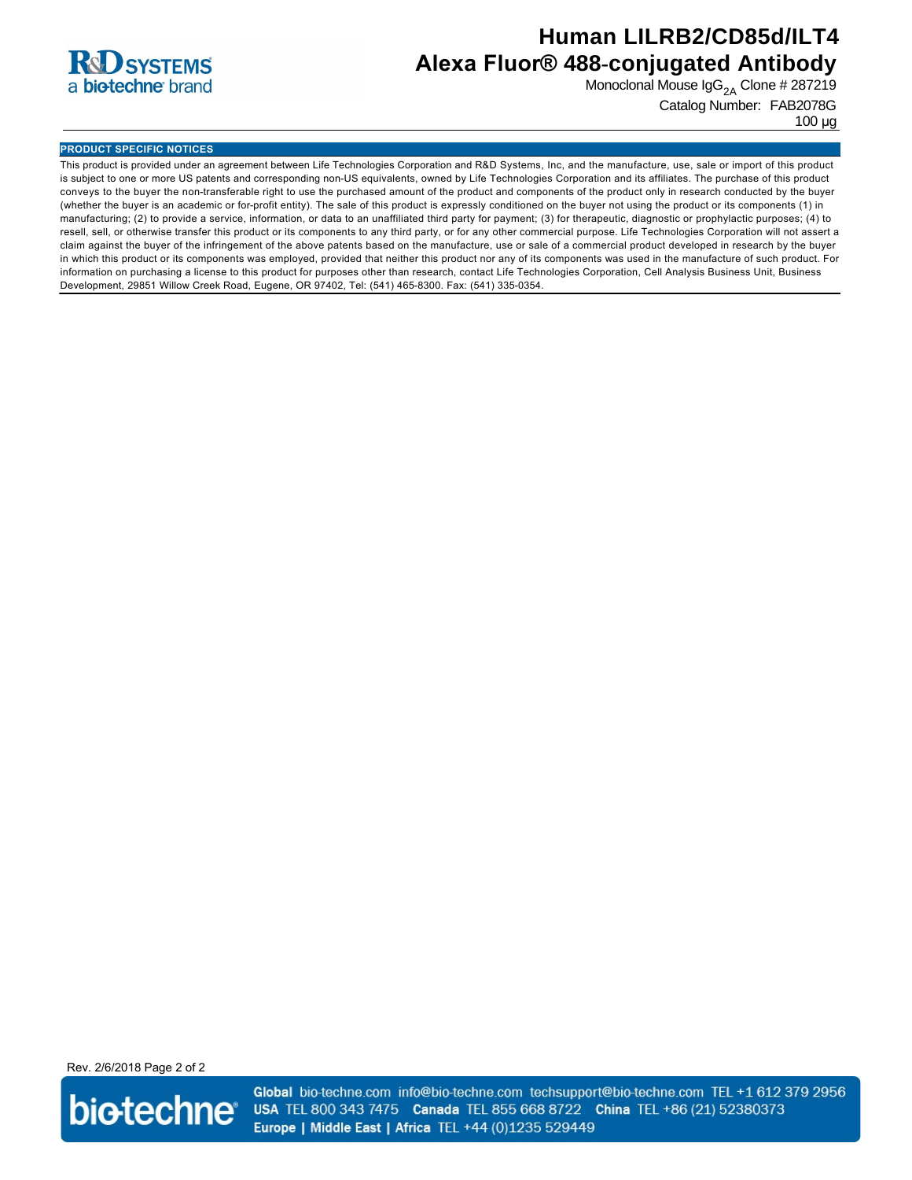# Human LILRB2/CD85d/ILT4 Alexa Fluor® 488-conjugated Antibody

Monoclonal Mouse $IgG_{2A}$ Clone # 287219

Catalog Number: FAB2078G

100 µg

## PRODUCT SPECIFIC NOTICES

This product is provided under an agreement between Life Technologies Corporation and R&D Systems, Inc, and the manufacture, use, sale or import of this product is subject to one or more US patents and corresponding non-US equivalents, owned by Life Technologies Corporation and its affiliates. The purchase of this product conveys to the buyer the non-transferable right to use the purchased amount of the product and components of the product only in research conducted by the buyer (whether the buyer is an academic or for-profit entity). The sale of this product is expressly conditioned on the buyer not using the product or its components (1) in manufacturing; (2) to provide a service, information, or data to an unaffiliated third party for payment; (3) for therapeutic, diagnostic or prophylactic purposes; (4) to resell, sell, or otherwise transfer this product or its components to any third party, or for any other commercial purpose. Life Technologies Corporation will not assert a claim against the buyer of the infringement of the above patents based on the manufacture, use or sale of a commercial product developed in research by the buyer in which this product or its components was employed, provided that neither this product nor any of its components was used in the manufacture of such product. For information on purchasing a license to this product for purposes other than research, contact Life Technologies Corporation, Cell Analysis Business Unit, Business Development, 29851 Willow Creek Road, Eugene, OR 97402, Tel: (541) 465-8300. Fax: (541) 335-0354.

Rev. 2/6/2018

**Global** bio-techne.com info@bio-techne.com techsupport@bio-techne.com TEL +1 612 379 2956
**USA** TEL 800 343 7475 **Canada** TEL 855 668 8722 **China** TEL +86 (21) 52380373
**Europe | Middle East | Africa** TEL +44 (0)1235 529449